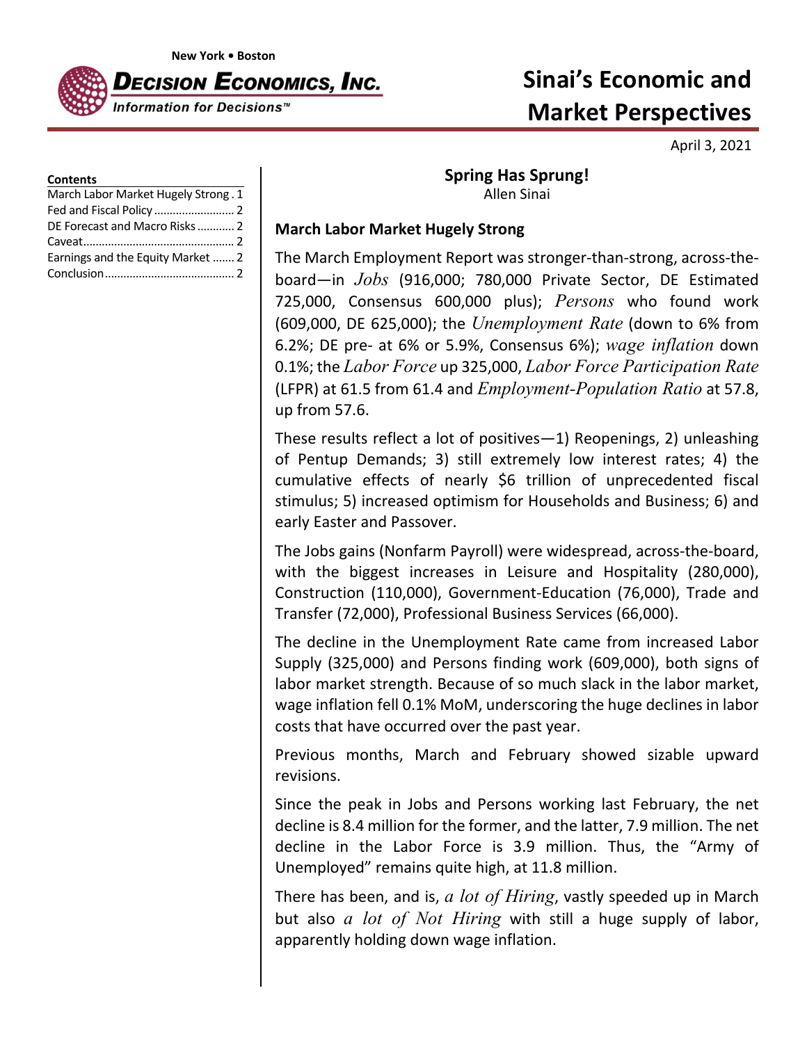New York • Boston

**DECISION ECONOMICS, INC.**
*Information for Decisions™*

# Sinai's Economic and Market Perspectives

April 3, 2021

**Contents**

| | |
|---|---|
| March Labor Market Hugely Strong | 1 |
| Fed and Fiscal Policy | 2 |
| DE Forecast and Macro Risks | 2 |
| Caveat | 2 |
| Earnings and the Equity Market | 2 |
| Conclusion | 2 |

## Spring Has Sprung!

Allen Sinai

### March Labor Market Hugely Strong

The March Employment Report was stronger-than-strong, across-the-board—in *Jobs* (916,000; 780,000 Private Sector, DE Estimated 725,000, Consensus 600,000 plus); *Persons* who found work (609,000, DE 625,000); the *Unemployment Rate* (down to 6% from 6.2%; DE pre- at 6% or 5.9%, Consensus 6%); *wage inflation* down 0.1%; the *Labor Force* up 325,000, *Labor Force Participation Rate* (LFPR) at 61.5 from 61.4 and *Employment-Population Ratio* at 57.8, up from 57.6.

These results reflect a lot of positives—1) Reopenings, 2) unleashing of Pentup Demands; 3) still extremely low interest rates; 4) the cumulative effects of nearly $6 trillion of unprecedented fiscal stimulus; 5) increased optimism for Households and Business; 6) and early Easter and Passover.

The Jobs gains (Nonfarm Payroll) were widespread, across-the-board, with the biggest increases in Leisure and Hospitality (280,000), Construction (110,000), Government-Education (76,000), Trade and Transfer (72,000), Professional Business Services (66,000).

The decline in the Unemployment Rate came from increased Labor Supply (325,000) and Persons finding work (609,000), both signs of labor market strength. Because of so much slack in the labor market, wage inflation fell 0.1% MoM, underscoring the huge declines in labor costs that have occurred over the past year.

Previous months, March and February showed sizable upward revisions.

Since the peak in Jobs and Persons working last February, the net decline is 8.4 million for the former, and the latter, 7.9 million. The net decline in the Labor Force is 3.9 million. Thus, the "Army of Unemployed" remains quite high, at 11.8 million.

There has been, and is, *a lot of Hiring*, vastly speeded up in March but also *a lot of Not Hiring* with still a huge supply of labor, apparently holding down wage inflation.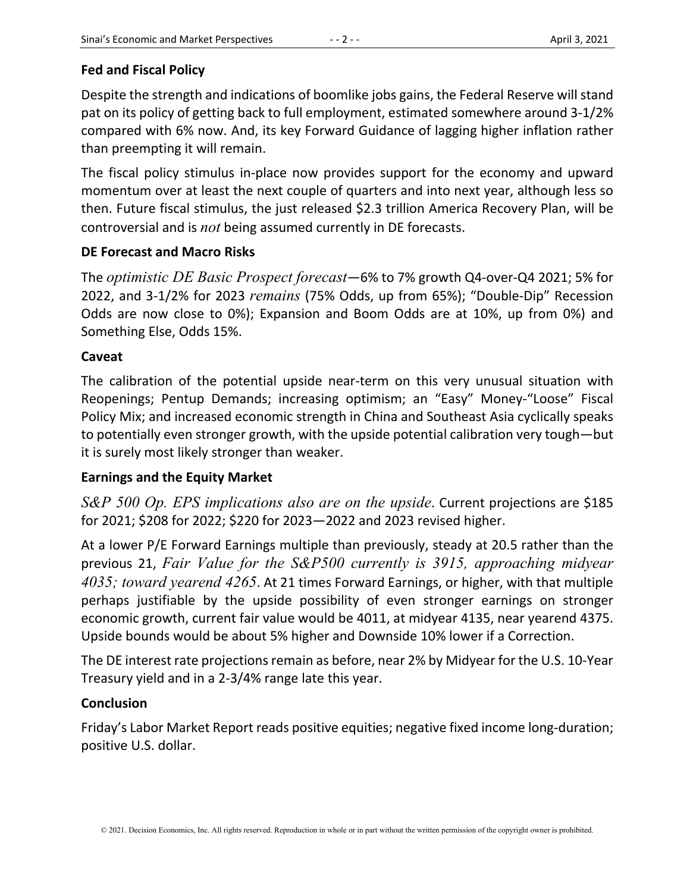### Fed and Fiscal Policy

Despite the strength and indications of boomlike jobs gains, the Federal Reserve will stand pat on its policy of getting back to full employment, estimated somewhere around 3-1/2% compared with 6% now. And, its key Forward Guidance of lagging higher inflation rather than preempting it will remain.

The fiscal policy stimulus in-place now provides support for the economy and upward momentum over at least the next couple of quarters and into next year, although less so then. Future fiscal stimulus, the just released $2.3 trillion America Recovery Plan, will be controversial and is *not* being assumed currently in DE forecasts.

### DE Forecast and Macro Risks

The *optimistic DE Basic Prospect forecast*—6% to 7% growth Q4-over-Q4 2021; 5% for 2022, and 3-1/2% for 2023 *remains* (75% Odds, up from 65%); "Double-Dip" Recession Odds are now close to 0%); Expansion and Boom Odds are at 10%, up from 0%) and Something Else, Odds 15%.

### Caveat

The calibration of the potential upside near-term on this very unusual situation with Reopenings; Pentup Demands; increasing optimism; an "Easy" Money-"Loose" Fiscal Policy Mix; and increased economic strength in China and Southeast Asia cyclically speaks to potentially even stronger growth, with the upside potential calibration very tough—but it is surely most likely stronger than weaker.

### Earnings and the Equity Market

*S&P 500 Op. EPS implications also are on the upside*. Current projections are $185 for 2021; $208 for 2022; $220 for 2023—2022 and 2023 revised higher.

At a lower P/E Forward Earnings multiple than previously, steady at 20.5 rather than the previous 21, *Fair Value for the S&P500 currently is 3915, approaching midyear 4035; toward yearend 4265*. At 21 times Forward Earnings, or higher, with that multiple perhaps justifiable by the upside possibility of even stronger earnings on stronger economic growth, current fair value would be 4011, at midyear 4135, near yearend 4375. Upside bounds would be about 5% higher and Downside 10% lower if a Correction.

The DE interest rate projections remain as before, near 2% by Midyear for the U.S. 10-Year Treasury yield and in a 2-3/4% range late this year.

### Conclusion

Friday's Labor Market Report reads positive equities; negative fixed income long-duration; positive U.S. dollar.

© 2021. Decision Economics, Inc. All rights reserved. Reproduction in whole or in part without the written permission of the copyright owner is prohibited.